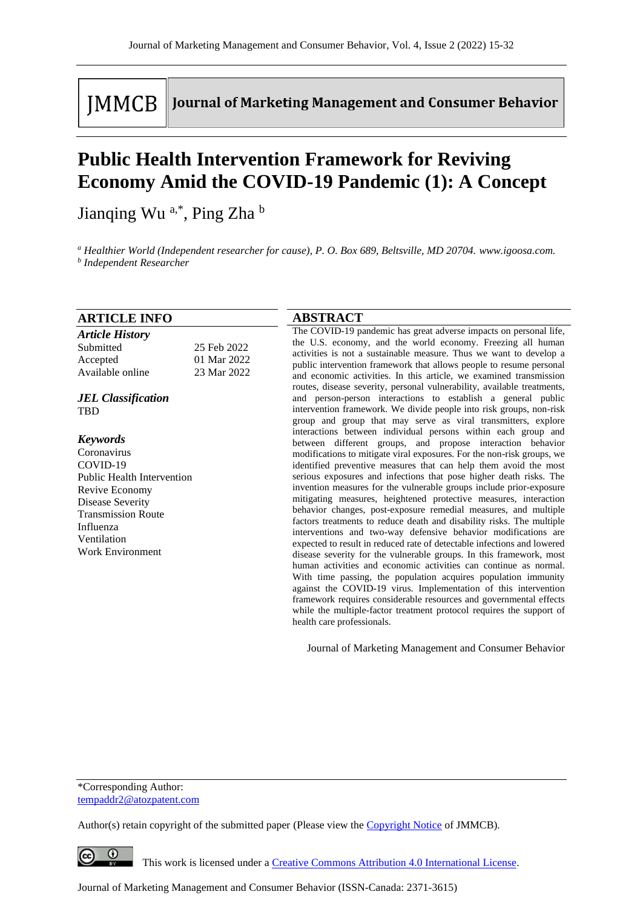JMMCB | Journal of Marketing Management and Consumer Behavior

# Public Health Intervention Framework for Reviving Economy Amid the COVID-19 Pandemic (1): A Concept

Jianqing Wu [a,*], Ping Zha [b]

[a] *Healthier World (Independent researcher for cause), P. O. Box 689, Beltsville, MD 20704. www.igoosa.com.*
[b] *Independent Researcher*

## ARTICLE INFO

***Article History***

| | |
|---|---|
| Submitted | 25 Feb 2022 |
| Accepted | 01 Mar 2022 |
| Available online | 23 Mar 2022 |

***JEL Classification***

TBD

***Keywords***

Coronavirus
COVID-19
Public Health Intervention
Revive Economy
Disease Severity
Transmission Route
Influenza
Ventilation
Work Environment

## ABSTRACT

The COVID-19 pandemic has great adverse impacts on personal life, the U.S. economy, and the world economy. Freezing all human activities is not a sustainable measure. Thus we want to develop a public intervention framework that allows people to resume personal and economic activities. In this article, we examined transmission routes, disease severity, personal vulnerability, available treatments, and person-person interactions to establish a general public intervention framework. We divide people into risk groups, non-risk group and group that may serve as viral transmitters, explore interactions between individual persons within each group and between different groups, and propose interaction behavior modifications to mitigate viral exposures. For the non-risk groups, we identified preventive measures that can help them avoid the most serious exposures and infections that pose higher death risks. The invention measures for the vulnerable groups include prior-exposure mitigating measures, heightened protective measures, interaction behavior changes, post-exposure remedial measures, and multiple factors treatments to reduce death and disability risks. The multiple interventions and two-way defensive behavior modifications are expected to result in reduced rate of detectable infections and lowered disease severity for the vulnerable groups. In this framework, most human activities and economic activities can continue as normal. With time passing, the population acquires population immunity against the COVID-19 virus. Implementation of this intervention framework requires considerable resources and governmental effects while the multiple-factor treatment protocol requires the support of health care professionals.

Journal of Marketing Management and Consumer Behavior

---

*Corresponding Author:
tempaddr2@atozpatent.com

Author(s) retain copyright of the submitted paper (Please view the Copyright Notice of JMMCB).

This work is licensed under a Creative Commons Attribution 4.0 International License.

Journal of Marketing Management and Consumer Behavior (ISSN-Canada: 2371-3615)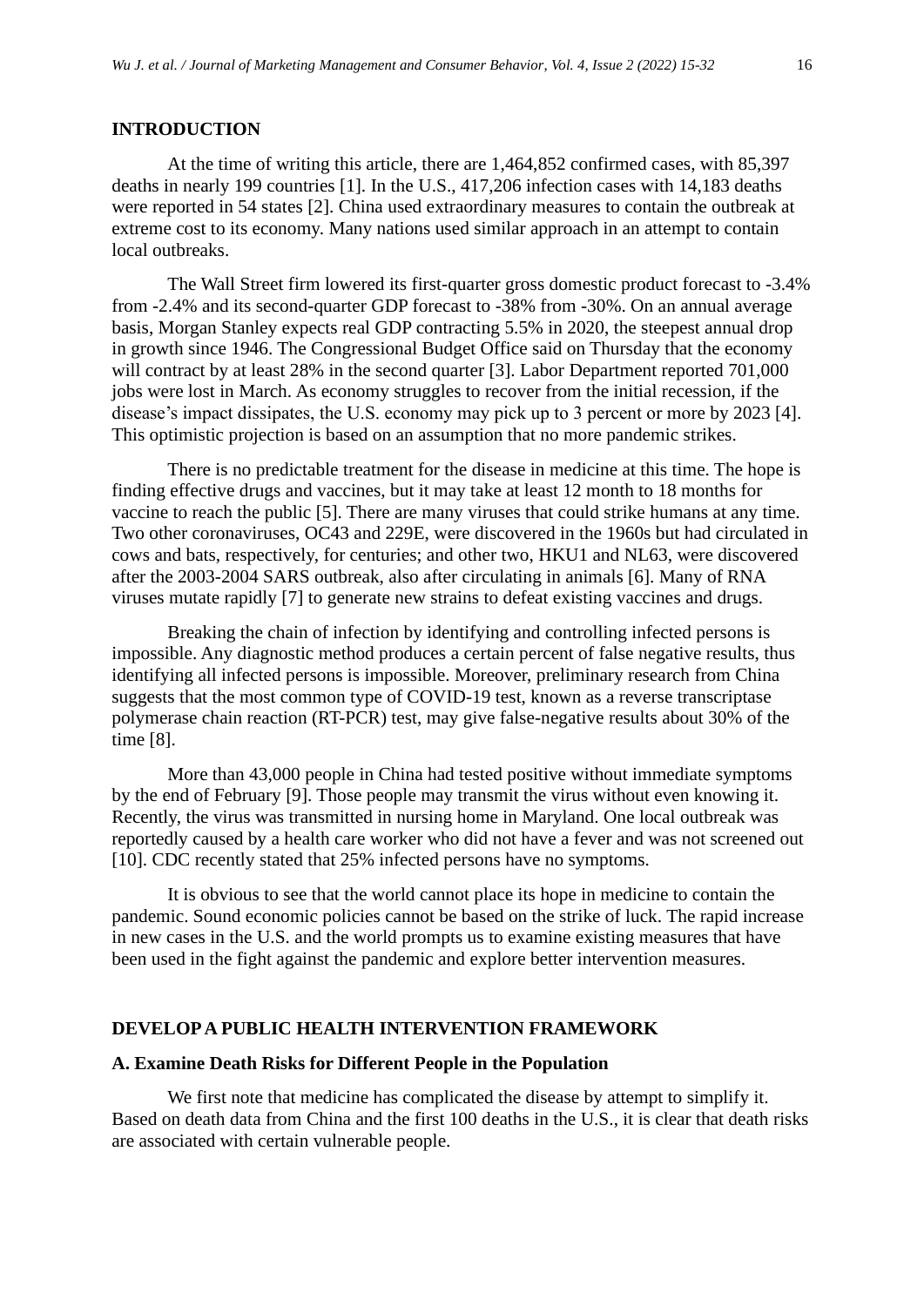## INTRODUCTION

At the time of writing this article, there are 1,464,852 confirmed cases, with 85,397 deaths in nearly 199 countries [1]. In the U.S., 417,206 infection cases with 14,183 deaths were reported in 54 states [2]. China used extraordinary measures to contain the outbreak at extreme cost to its economy. Many nations used similar approach in an attempt to contain local outbreaks.

The Wall Street firm lowered its first-quarter gross domestic product forecast to -3.4% from -2.4% and its second-quarter GDP forecast to -38% from -30%. On an annual average basis, Morgan Stanley expects real GDP contracting 5.5% in 2020, the steepest annual drop in growth since 1946. The Congressional Budget Office said on Thursday that the economy will contract by at least 28% in the second quarter [3]. Labor Department reported 701,000 jobs were lost in March. As economy struggles to recover from the initial recession, if the disease's impact dissipates, the U.S. economy may pick up to 3 percent or more by 2023 [4]. This optimistic projection is based on an assumption that no more pandemic strikes.

There is no predictable treatment for the disease in medicine at this time. The hope is finding effective drugs and vaccines, but it may take at least 12 month to 18 months for vaccine to reach the public [5]. There are many viruses that could strike humans at any time. Two other coronaviruses, OC43 and 229E, were discovered in the 1960s but had circulated in cows and bats, respectively, for centuries; and other two, HKU1 and NL63, were discovered after the 2003-2004 SARS outbreak, also after circulating in animals [6]. Many of RNA viruses mutate rapidly [7] to generate new strains to defeat existing vaccines and drugs.

Breaking the chain of infection by identifying and controlling infected persons is impossible. Any diagnostic method produces a certain percent of false negative results, thus identifying all infected persons is impossible. Moreover, preliminary research from China suggests that the most common type of COVID-19 test, known as a reverse transcriptase polymerase chain reaction (RT-PCR) test, may give false-negative results about 30% of the time [8].

More than 43,000 people in China had tested positive without immediate symptoms by the end of February [9]. Those people may transmit the virus without even knowing it. Recently, the virus was transmitted in nursing home in Maryland. One local outbreak was reportedly caused by a health care worker who did not have a fever and was not screened out [10]. CDC recently stated that 25% infected persons have no symptoms.

It is obvious to see that the world cannot place its hope in medicine to contain the pandemic. Sound economic policies cannot be based on the strike of luck. The rapid increase in new cases in the U.S. and the world prompts us to examine existing measures that have been used in the fight against the pandemic and explore better intervention measures.

## DEVELOP A PUBLIC HEALTH INTERVENTION FRAMEWORK

### A. Examine Death Risks for Different People in the Population

We first note that medicine has complicated the disease by attempt to simplify it. Based on death data from China and the first 100 deaths in the U.S., it is clear that death risks are associated with certain vulnerable people.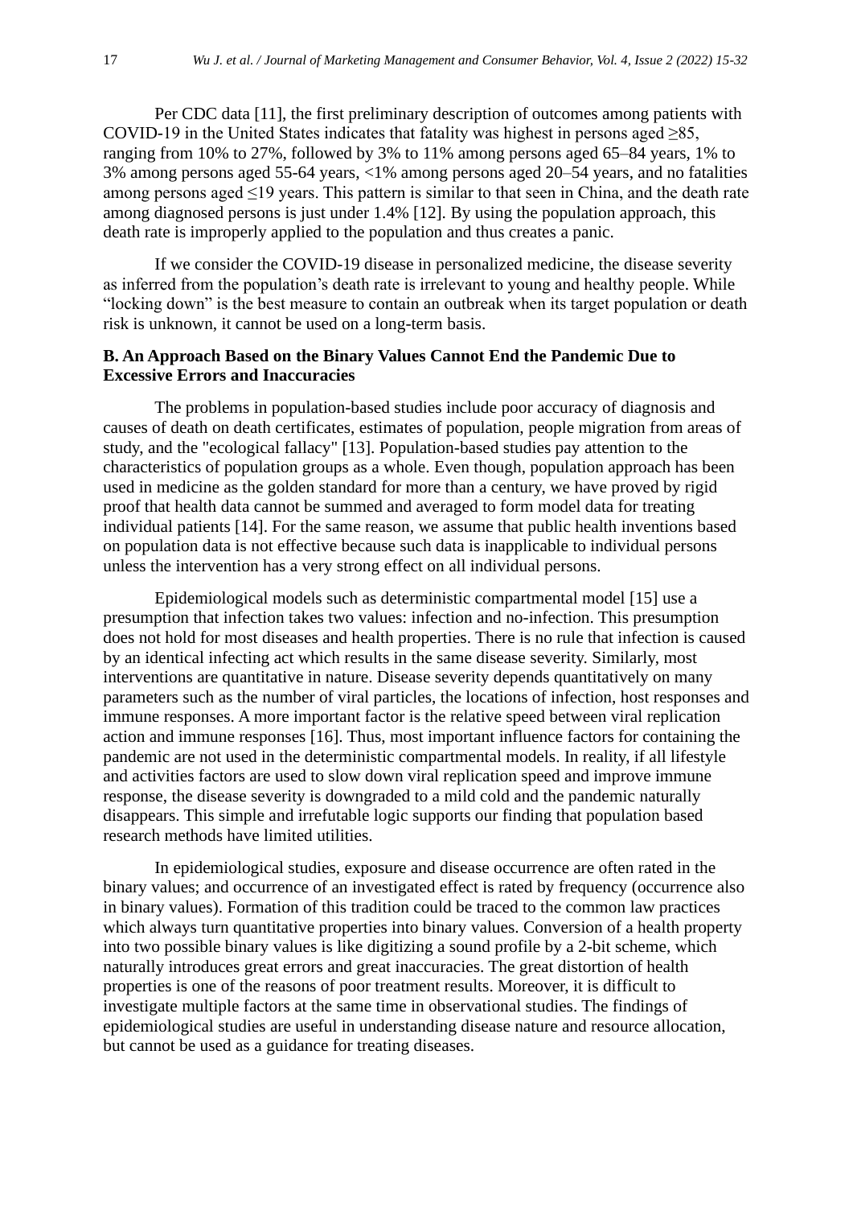Per CDC data [11], the first preliminary description of outcomes among patients with COVID-19 in the United States indicates that fatality was highest in persons aged ≥85, ranging from 10% to 27%, followed by 3% to 11% among persons aged 65–84 years, 1% to 3% among persons aged 55-64 years, <1% among persons aged 20–54 years, and no fatalities among persons aged ≤19 years. This pattern is similar to that seen in China, and the death rate among diagnosed persons is just under 1.4% [12]. By using the population approach, this death rate is improperly applied to the population and thus creates a panic.

If we consider the COVID-19 disease in personalized medicine, the disease severity as inferred from the population's death rate is irrelevant to young and healthy people. While "locking down" is the best measure to contain an outbreak when its target population or death risk is unknown, it cannot be used on a long-term basis.

### B. An Approach Based on the Binary Values Cannot End the Pandemic Due to Excessive Errors and Inaccuracies

The problems in population-based studies include poor accuracy of diagnosis and causes of death on death certificates, estimates of population, people migration from areas of study, and the "ecological fallacy" [13]. Population-based studies pay attention to the characteristics of population groups as a whole. Even though, population approach has been used in medicine as the golden standard for more than a century, we have proved by rigid proof that health data cannot be summed and averaged to form model data for treating individual patients [14]. For the same reason, we assume that public health inventions based on population data is not effective because such data is inapplicable to individual persons unless the intervention has a very strong effect on all individual persons.

Epidemiological models such as deterministic compartmental model [15] use a presumption that infection takes two values: infection and no-infection. This presumption does not hold for most diseases and health properties. There is no rule that infection is caused by an identical infecting act which results in the same disease severity. Similarly, most interventions are quantitative in nature. Disease severity depends quantitatively on many parameters such as the number of viral particles, the locations of infection, host responses and immune responses. A more important factor is the relative speed between viral replication action and immune responses [16]. Thus, most important influence factors for containing the pandemic are not used in the deterministic compartmental models. In reality, if all lifestyle and activities factors are used to slow down viral replication speed and improve immune response, the disease severity is downgraded to a mild cold and the pandemic naturally disappears. This simple and irrefutable logic supports our finding that population based research methods have limited utilities.

In epidemiological studies, exposure and disease occurrence are often rated in the binary values; and occurrence of an investigated effect is rated by frequency (occurrence also in binary values). Formation of this tradition could be traced to the common law practices which always turn quantitative properties into binary values. Conversion of a health property into two possible binary values is like digitizing a sound profile by a 2-bit scheme, which naturally introduces great errors and great inaccuracies. The great distortion of health properties is one of the reasons of poor treatment results. Moreover, it is difficult to investigate multiple factors at the same time in observational studies. The findings of epidemiological studies are useful in understanding disease nature and resource allocation, but cannot be used as a guidance for treating diseases.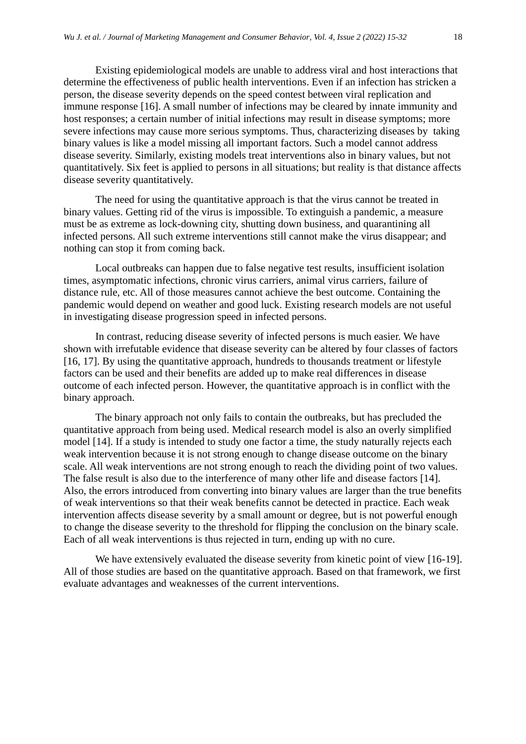Existing epidemiological models are unable to address viral and host interactions that determine the effectiveness of public health interventions. Even if an infection has stricken a person, the disease severity depends on the speed contest between viral replication and immune response [16]. A small number of infections may be cleared by innate immunity and host responses; a certain number of initial infections may result in disease symptoms; more severe infections may cause more serious symptoms. Thus, characterizing diseases by taking binary values is like a model missing all important factors. Such a model cannot address disease severity. Similarly, existing models treat interventions also in binary values, but not quantitatively. Six feet is applied to persons in all situations; but reality is that distance affects disease severity quantitatively.

The need for using the quantitative approach is that the virus cannot be treated in binary values. Getting rid of the virus is impossible. To extinguish a pandemic, a measure must be as extreme as lock-downing city, shutting down business, and quarantining all infected persons. All such extreme interventions still cannot make the virus disappear; and nothing can stop it from coming back.

Local outbreaks can happen due to false negative test results, insufficient isolation times, asymptomatic infections, chronic virus carriers, animal virus carriers, failure of distance rule, etc. All of those measures cannot achieve the best outcome. Containing the pandemic would depend on weather and good luck. Existing research models are not useful in investigating disease progression speed in infected persons.

In contrast, reducing disease severity of infected persons is much easier. We have shown with irrefutable evidence that disease severity can be altered by four classes of factors [16, 17]. By using the quantitative approach, hundreds to thousands treatment or lifestyle factors can be used and their benefits are added up to make real differences in disease outcome of each infected person. However, the quantitative approach is in conflict with the binary approach.

The binary approach not only fails to contain the outbreaks, but has precluded the quantitative approach from being used. Medical research model is also an overly simplified model [14]. If a study is intended to study one factor a time, the study naturally rejects each weak intervention because it is not strong enough to change disease outcome on the binary scale. All weak interventions are not strong enough to reach the dividing point of two values. The false result is also due to the interference of many other life and disease factors [14]. Also, the errors introduced from converting into binary values are larger than the true benefits of weak interventions so that their weak benefits cannot be detected in practice. Each weak intervention affects disease severity by a small amount or degree, but is not powerful enough to change the disease severity to the threshold for flipping the conclusion on the binary scale. Each of all weak interventions is thus rejected in turn, ending up with no cure.

We have extensively evaluated the disease severity from kinetic point of view [16-19]. All of those studies are based on the quantitative approach. Based on that framework, we first evaluate advantages and weaknesses of the current interventions.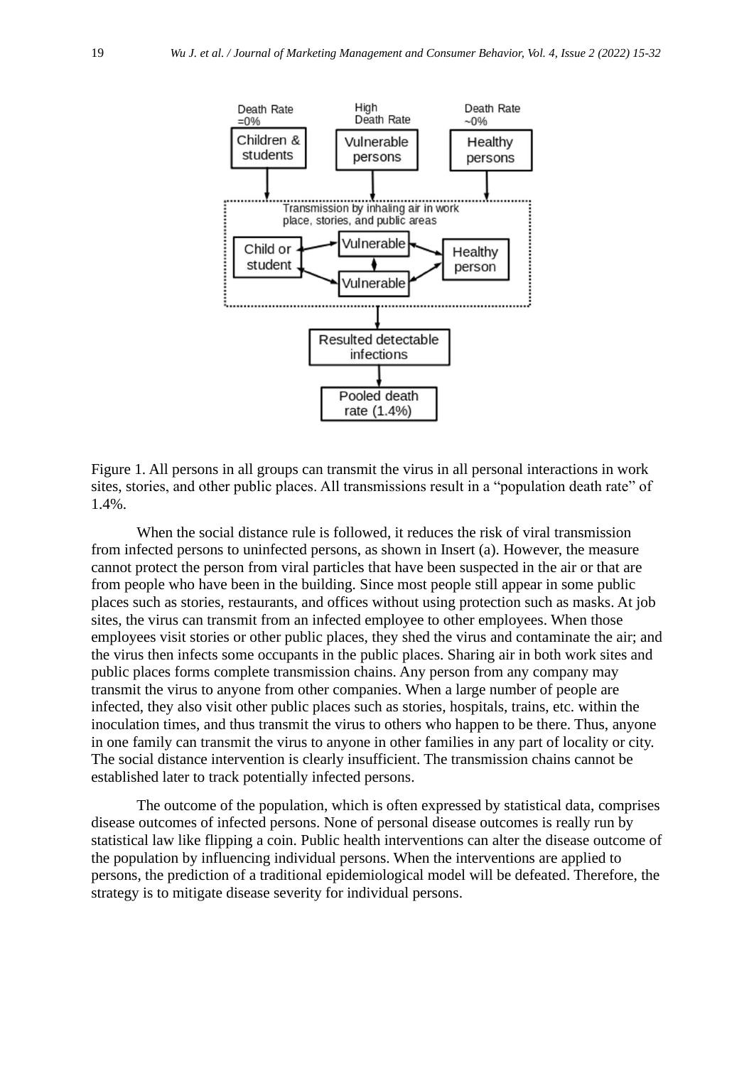Death Rate =0%

Children & students

High Death Rate

Vulnerable persons

Death Rate ~0%

Healthy persons

Transmission by inhaling air in work place, stories, and public areas

Child or student

Vulnerable

Vulnerable

Healthy person

Resulted detectable infections

Pooled death rate (1.4%)

Figure 1. All persons in all groups can transmit the virus in all personal interactions in work sites, stories, and other public places. All transmissions result in a "population death rate" of 1.4%.

When the social distance rule is followed, it reduces the risk of viral transmission from infected persons to uninfected persons, as shown in Insert (a). However, the measure cannot protect the person from viral particles that have been suspected in the air or that are from people who have been in the building. Since most people still appear in some public places such as stories, restaurants, and offices without using protection such as masks. At job sites, the virus can transmit from an infected employee to other employees. When those employees visit stories or other public places, they shed the virus and contaminate the air; and the virus then infects some occupants in the public places. Sharing air in both work sites and public places forms complete transmission chains. Any person from any company may transmit the virus to anyone from other companies. When a large number of people are infected, they also visit other public places such as stories, hospitals, trains, etc. within the inoculation times, and thus transmit the virus to others who happen to be there. Thus, anyone in one family can transmit the virus to anyone in other families in any part of locality or city. The social distance intervention is clearly insufficient. The transmission chains cannot be established later to track potentially infected persons.

The outcome of the population, which is often expressed by statistical data, comprises disease outcomes of infected persons. None of personal disease outcomes is really run by statistical law like flipping a coin. Public health interventions can alter the disease outcome of the population by influencing individual persons. When the interventions are applied to persons, the prediction of a traditional epidemiological model will be defeated. Therefore, the strategy is to mitigate disease severity for individual persons.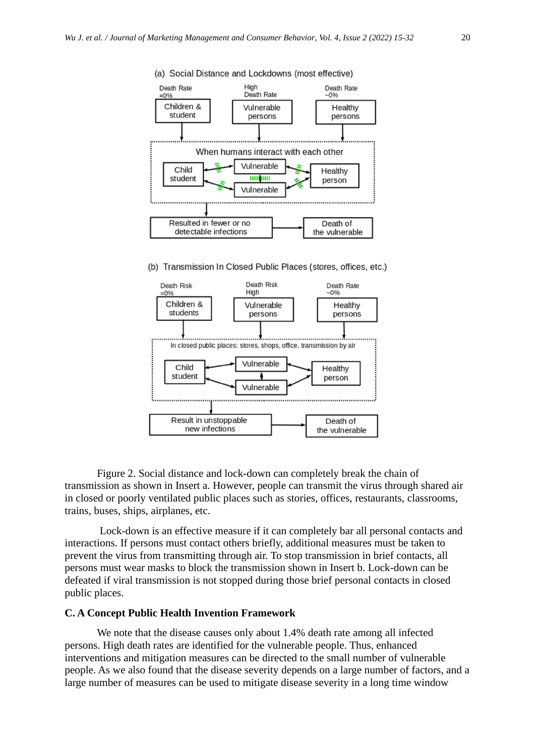(a) Social Distance and Lockdowns (most effective)

Death Rate =0%
Children & student

High Death Rate
Vulnerable persons

Death Rate ~0%
Healthy persons

When humans interact with each other

Child student
Vulnerable
Vulnerable
Healthy person

Resulted in fewer or no detectable infections

Death of the vulnerable

(b) Transmission In Closed Public Places (stores, offices, etc.)

Death Risk =0%
Children & students

Death Risk High
Vulnerable persons

Death Rate ~0%
Healthy persons

In closed public places: stores, shops, office, transmission by air

Child student
Vulnerable
Vulnerable
Healthy person

Result in unstoppable new infections

Death of the vulnerable

Figure 2. Social distance and lock-down can completely break the chain of transmission as shown in Insert a. However, people can transmit the virus through shared air in closed or poorly ventilated public places such as stories, offices, restaurants, classrooms, trains, buses, ships, airplanes, etc.

Lock-down is an effective measure if it can completely bar all personal contacts and interactions. If persons must contact others briefly, additional measures must be taken to prevent the virus from transmitting through air. To stop transmission in brief contacts, all persons must wear masks to block the transmission shown in Insert b. Lock-down can be defeated if viral transmission is not stopped during those brief personal contacts in closed public places.

**C. A Concept Public Health Invention Framework**

We note that the disease causes only about 1.4% death rate among all infected persons. High death rates are identified for the vulnerable people. Thus, enhanced interventions and mitigation measures can be directed to the small number of vulnerable people. As we also found that the disease severity depends on a large number of factors, and a large number of measures can be used to mitigate disease severity in a long time window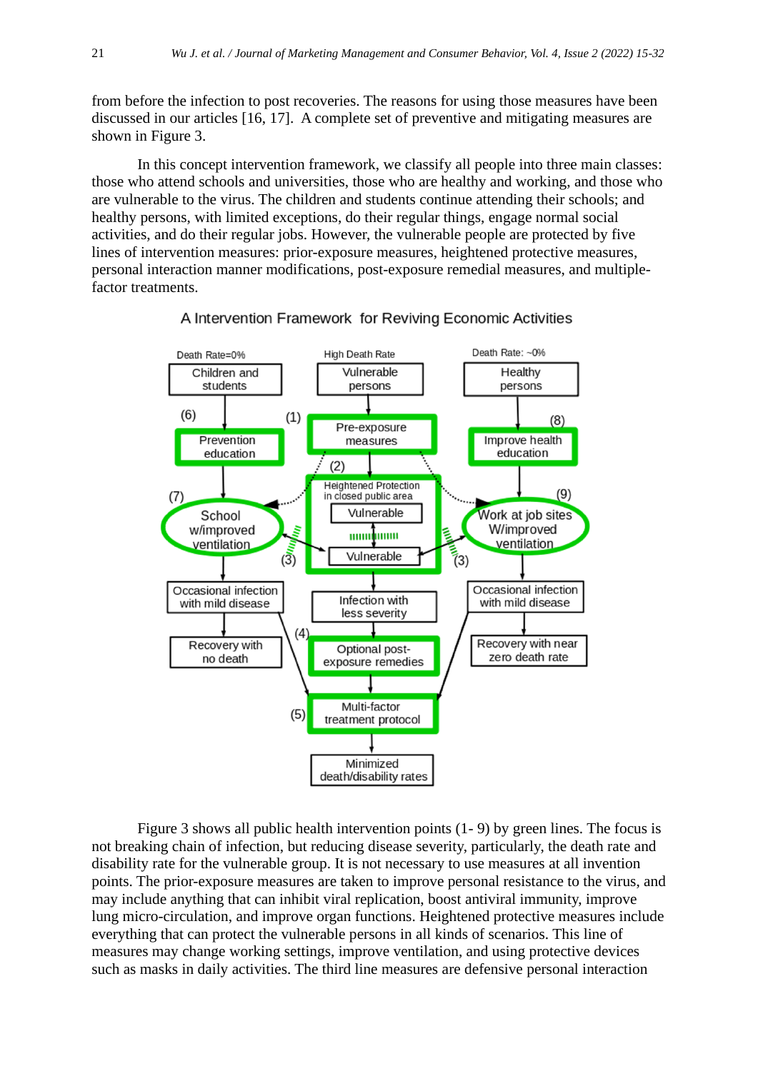from before the infection to post recoveries. The reasons for using those measures have been discussed in our articles [16, 17]. A complete set of preventive and mitigating measures are shown in Figure 3.

In this concept intervention framework, we classify all people into three main classes: those who attend schools and universities, those who are healthy and working, and those who are vulnerable to the virus. The children and students continue attending their schools; and healthy persons, with limited exceptions, do their regular things, engage normal social activities, and do their regular jobs. However, the vulnerable people are protected by five lines of intervention measures: prior-exposure measures, heightened protective measures, personal interaction manner modifications, post-exposure remedial measures, and multiple-factor treatments.

A Intervention Framework for Reviving Economic Activities

Death Rate=0%
Children and students
(6)
Prevention education
(7)
School w/improved ventilation
Occasional infection with mild disease
Recovery with no death

High Death Rate
Vulnerable persons
(1)
Pre-exposure measures
(2)
Heightened Protection in closed public area
Vulnerable
Vulnerable
(3)
(3)
Infection with less severity
(4)
Optional post-exposure remedies
(5)
Multi-factor treatment protocol
Minimized death/disability rates

Death Rate: ~0%
Healthy persons
(8)
Improve health education
(9)
Work at job sites W/improved ventilation
Occasional infection with mild disease
Recovery with near zero death rate

Figure 3 shows all public health intervention points (1- 9) by green lines. The focus is not breaking chain of infection, but reducing disease severity, particularly, the death rate and disability rate for the vulnerable group. It is not necessary to use measures at all intervention points. The prior-exposure measures are taken to improve personal resistance to the virus, and may include anything that can inhibit viral replication, boost antiviral immunity, improve lung micro-circulation, and improve organ functions. Heightened protective measures include everything that can protect the vulnerable persons in all kinds of scenarios. This line of measures may change working settings, improve ventilation, and using protective devices such as masks in daily activities. The third line measures are defensive personal interaction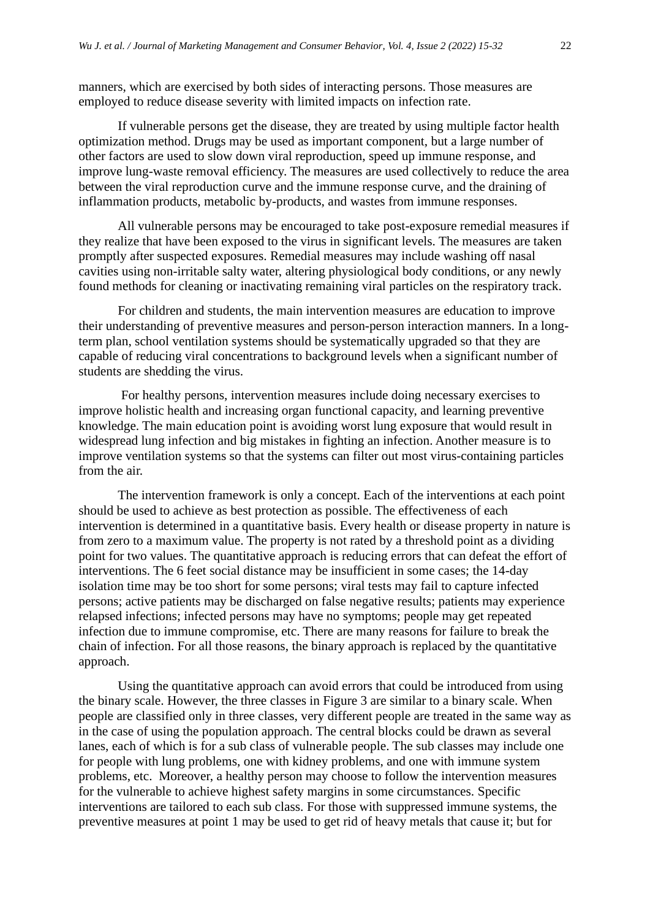manners, which are exercised by both sides of interacting persons. Those measures are employed to reduce disease severity with limited impacts on infection rate.

If vulnerable persons get the disease, they are treated by using multiple factor health optimization method. Drugs may be used as important component, but a large number of other factors are used to slow down viral reproduction, speed up immune response, and improve lung-waste removal efficiency. The measures are used collectively to reduce the area between the viral reproduction curve and the immune response curve, and the draining of inflammation products, metabolic by-products, and wastes from immune responses.

All vulnerable persons may be encouraged to take post-exposure remedial measures if they realize that have been exposed to the virus in significant levels. The measures are taken promptly after suspected exposures. Remedial measures may include washing off nasal cavities using non-irritable salty water, altering physiological body conditions, or any newly found methods for cleaning or inactivating remaining viral particles on the respiratory track.

For children and students, the main intervention measures are education to improve their understanding of preventive measures and person-person interaction manners. In a long-term plan, school ventilation systems should be systematically upgraded so that they are capable of reducing viral concentrations to background levels when a significant number of students are shedding the virus.

For healthy persons, intervention measures include doing necessary exercises to improve holistic health and increasing organ functional capacity, and learning preventive knowledge. The main education point is avoiding worst lung exposure that would result in widespread lung infection and big mistakes in fighting an infection. Another measure is to improve ventilation systems so that the systems can filter out most virus-containing particles from the air.

The intervention framework is only a concept. Each of the interventions at each point should be used to achieve as best protection as possible. The effectiveness of each intervention is determined in a quantitative basis. Every health or disease property in nature is from zero to a maximum value. The property is not rated by a threshold point as a dividing point for two values. The quantitative approach is reducing errors that can defeat the effort of interventions. The 6 feet social distance may be insufficient in some cases; the 14-day isolation time may be too short for some persons; viral tests may fail to capture infected persons; active patients may be discharged on false negative results; patients may experience relapsed infections; infected persons may have no symptoms; people may get repeated infection due to immune compromise, etc. There are many reasons for failure to break the chain of infection. For all those reasons, the binary approach is replaced by the quantitative approach.

Using the quantitative approach can avoid errors that could be introduced from using the binary scale. However, the three classes in Figure 3 are similar to a binary scale. When people are classified only in three classes, very different people are treated in the same way as in the case of using the population approach. The central blocks could be drawn as several lanes, each of which is for a sub class of vulnerable people. The sub classes may include one for people with lung problems, one with kidney problems, and one with immune system problems, etc. Moreover, a healthy person may choose to follow the intervention measures for the vulnerable to achieve highest safety margins in some circumstances. Specific interventions are tailored to each sub class. For those with suppressed immune systems, the preventive measures at point 1 may be used to get rid of heavy metals that cause it; but for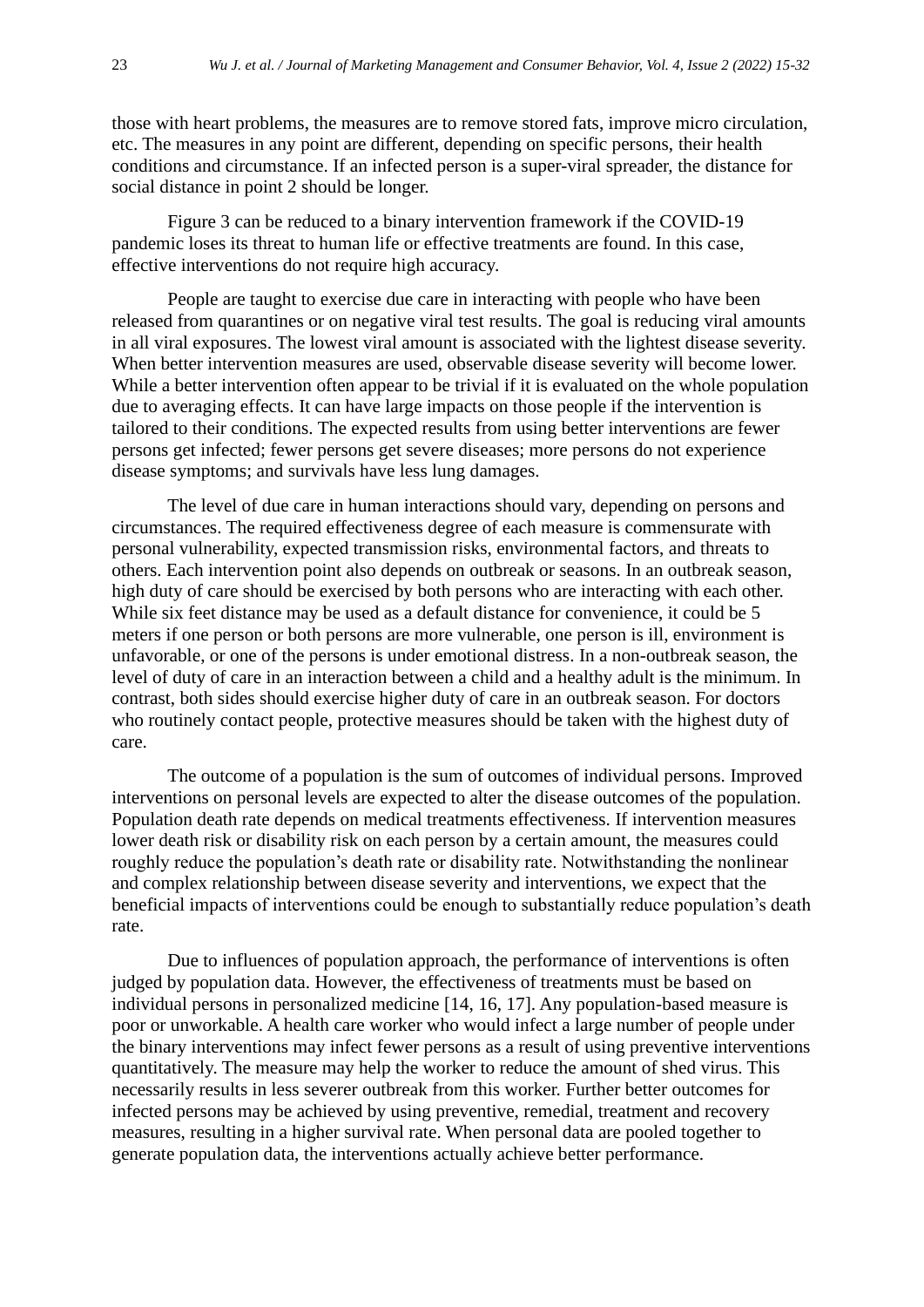those with heart problems, the measures are to remove stored fats, improve micro circulation, etc. The measures in any point are different, depending on specific persons, their health conditions and circumstance. If an infected person is a super-viral spreader, the distance for social distance in point 2 should be longer.

Figure 3 can be reduced to a binary intervention framework if the COVID-19 pandemic loses its threat to human life or effective treatments are found. In this case, effective interventions do not require high accuracy.

People are taught to exercise due care in interacting with people who have been released from quarantines or on negative viral test results. The goal is reducing viral amounts in all viral exposures. The lowest viral amount is associated with the lightest disease severity. When better intervention measures are used, observable disease severity will become lower. While a better intervention often appear to be trivial if it is evaluated on the whole population due to averaging effects. It can have large impacts on those people if the intervention is tailored to their conditions. The expected results from using better interventions are fewer persons get infected; fewer persons get severe diseases; more persons do not experience disease symptoms; and survivals have less lung damages.

The level of due care in human interactions should vary, depending on persons and circumstances. The required effectiveness degree of each measure is commensurate with personal vulnerability, expected transmission risks, environmental factors, and threats to others. Each intervention point also depends on outbreak or seasons. In an outbreak season, high duty of care should be exercised by both persons who are interacting with each other. While six feet distance may be used as a default distance for convenience, it could be 5 meters if one person or both persons are more vulnerable, one person is ill, environment is unfavorable, or one of the persons is under emotional distress. In a non-outbreak season, the level of duty of care in an interaction between a child and a healthy adult is the minimum. In contrast, both sides should exercise higher duty of care in an outbreak season. For doctors who routinely contact people, protective measures should be taken with the highest duty of care.

The outcome of a population is the sum of outcomes of individual persons. Improved interventions on personal levels are expected to alter the disease outcomes of the population. Population death rate depends on medical treatments effectiveness. If intervention measures lower death risk or disability risk on each person by a certain amount, the measures could roughly reduce the population's death rate or disability rate. Notwithstanding the nonlinear and complex relationship between disease severity and interventions, we expect that the beneficial impacts of interventions could be enough to substantially reduce population's death rate.

Due to influences of population approach, the performance of interventions is often judged by population data. However, the effectiveness of treatments must be based on individual persons in personalized medicine [14, 16, 17]. Any population-based measure is poor or unworkable. A health care worker who would infect a large number of people under the binary interventions may infect fewer persons as a result of using preventive interventions quantitatively. The measure may help the worker to reduce the amount of shed virus. This necessarily results in less severer outbreak from this worker. Further better outcomes for infected persons may be achieved by using preventive, remedial, treatment and recovery measures, resulting in a higher survival rate. When personal data are pooled together to generate population data, the interventions actually achieve better performance.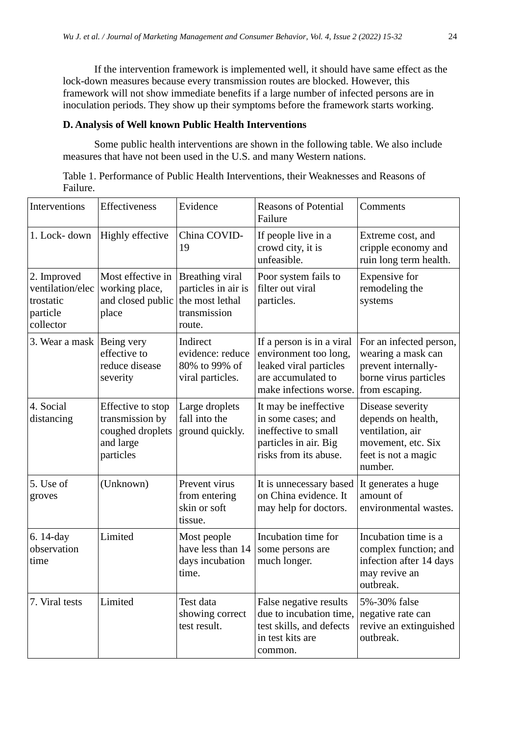If the intervention framework is implemented well, it should have same effect as the lock-down measures because every transmission routes are blocked. However, this framework will not show immediate benefits if a large number of infected persons are in inoculation periods. They show up their symptoms before the framework starts working.

**D. Analysis of Well known Public Health Interventions**

Some public health interventions are shown in the following table. We also include measures that have not been used in the U.S. and many Western nations.

Table 1. Performance of Public Health Interventions, their Weaknesses and Reasons of Failure.

| Interventions | Effectiveness | Evidence | Reasons of Potential Failure | Comments |
|---|---|---|---|---|
| 1. Lock- down | Highly effective | China COVID-19 | If people live in a crowd city, it is unfeasible. | Extreme cost, and cripple economy and ruin long term health. |
| 2. Improved ventilation/electrostatic particle collector | Most effective in working place, and closed public place | Breathing viral particles in air is the most lethal transmission route. | Poor system fails to filter out viral particles. | Expensive for remodeling the systems |
| 3. Wear a mask | Being very effective to reduce disease severity | Indirect evidence: reduce 80% to 99% of viral particles. | If a person is in a viral environment too long, leaked viral particles are accumulated to make infections worse. | For an infected person, wearing a mask can prevent internally-borne virus particles from escaping. |
| 4. Social distancing | Effective to stop transmission by coughed droplets and large particles | Large droplets fall into the ground quickly. | It may be ineffective in some cases; and ineffective to small particles in air. Big risks from its abuse. | Disease severity depends on health, ventilation, air movement, etc. Six feet is not a magic number. |
| 5. Use of groves | (Unknown) | Prevent virus from entering skin or soft tissue. | It is unnecessary based on China evidence. It may help for doctors. | It generates a huge amount of environmental wastes. |
| 6. 14-day observation time | Limited | Most people have less than 14 days incubation time. | Incubation time for some persons are much longer. | Incubation time is a complex function; and infection after 14 days may revive an outbreak. |
| 7. Viral tests | Limited | Test data showing correct test result. | False negative results due to incubation time, test skills, and defects in test kits are common. | 5%-30% false negative rate can revive an extinguished outbreak. |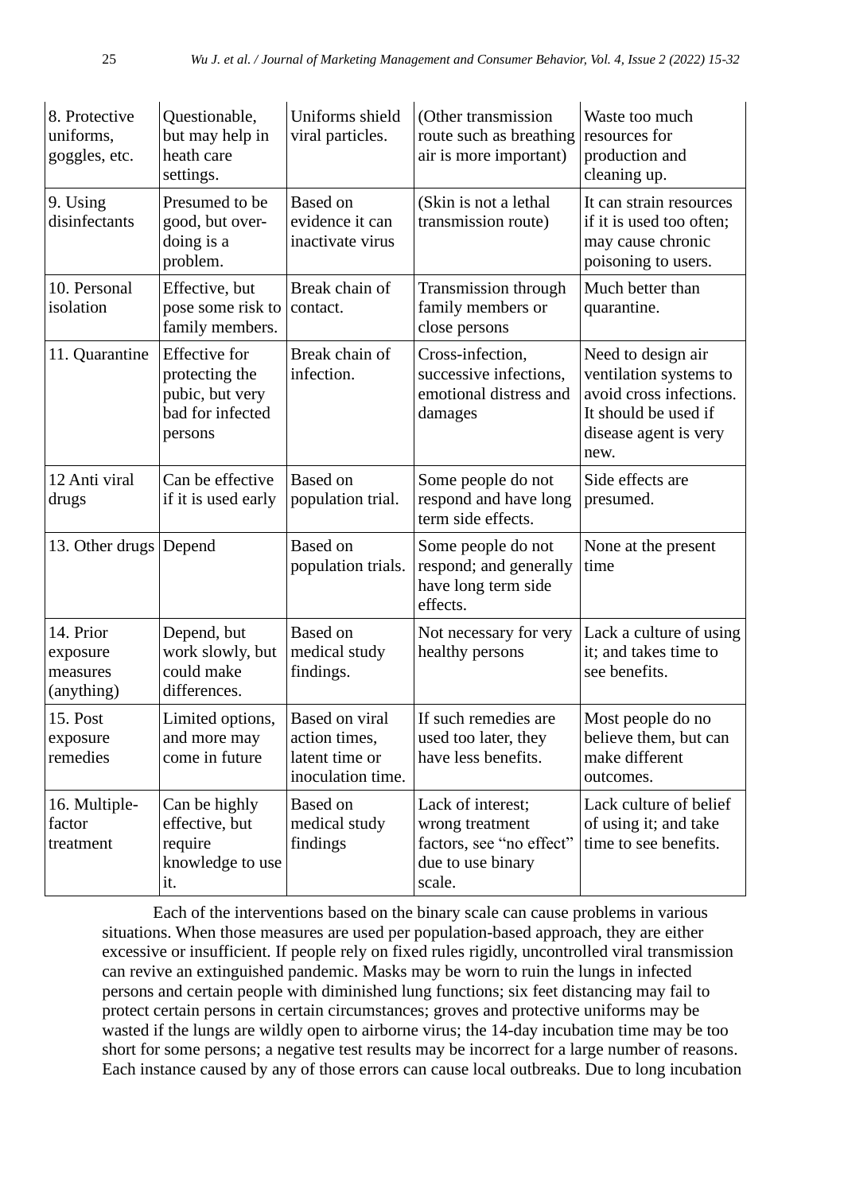| | | | | |
|---|---|---|---|---|
| 8. Protective uniforms, goggles, etc. | Questionable, but may help in heath care settings. | Uniforms shield viral particles. | (Other transmission route such as breathing air is more important) | Waste too much resources for production and cleaning up. |
| 9. Using disinfectants | Presumed to be good, but over-doing is a problem. | Based on evidence it can inactivate virus | (Skin is not a lethal transmission route) | It can strain resources if it is used too often; may cause chronic poisoning to users. |
| 10. Personal isolation | Effective, but pose some risk to family members. | Break chain of contact. | Transmission through family members or close persons | Much better than quarantine. |
| 11. Quarantine | Effective for protecting the pubic, but very bad for infected persons | Break chain of infection. | Cross-infection, successive infections, emotional distress and damages | Need to design air ventilation systems to avoid cross infections. It should be used if disease agent is very new. |
| 12 Anti viral drugs | Can be effective if it is used early | Based on population trial. | Some people do not respond and have long term side effects. | Side effects are presumed. |
| 13. Other drugs | Depend | Based on population trials. | Some people do not respond; and generally have long term side effects. | None at the present time |
| 14. Prior exposure measures (anything) | Depend, but work slowly, but could make differences. | Based on medical study findings. | Not necessary for very healthy persons | Lack a culture of using it; and takes time to see benefits. |
| 15. Post exposure remedies | Limited options, and more may come in future | Based on viral action times, latent time or inoculation time. | If such remedies are used too later, they have less benefits. | Most people do no believe them, but can make different outcomes. |
| 16. Multiple-factor treatment | Can be highly effective, but require knowledge to use it. | Based on medical study findings | Lack of interest; wrong treatment factors, see "no effect" due to use binary scale. | Lack culture of belief of using it; and take time to see benefits. |

Each of the interventions based on the binary scale can cause problems in various situations. When those measures are used per population-based approach, they are either excessive or insufficient. If people rely on fixed rules rigidly, uncontrolled viral transmission can revive an extinguished pandemic. Masks may be worn to ruin the lungs in infected persons and certain people with diminished lung functions; six feet distancing may fail to protect certain persons in certain circumstances; groves and protective uniforms may be wasted if the lungs are wildly open to airborne virus; the 14-day incubation time may be too short for some persons; a negative test results may be incorrect for a large number of reasons. Each instance caused by any of those errors can cause local outbreaks. Due to long incubation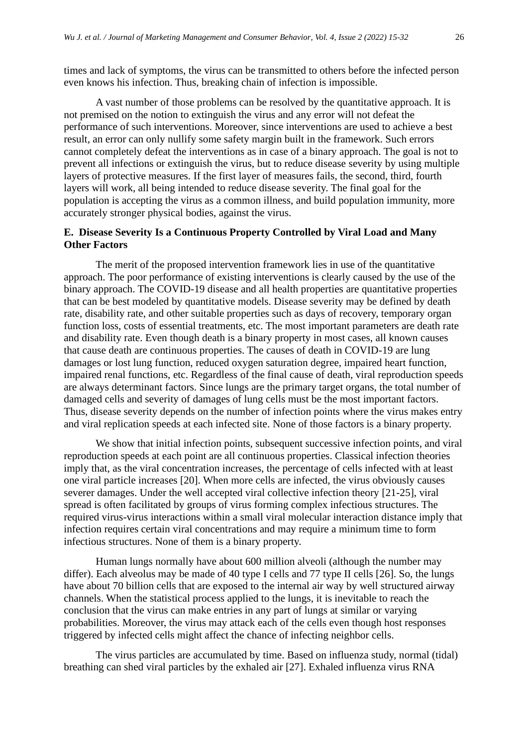times and lack of symptoms, the virus can be transmitted to others before the infected person even knows his infection. Thus, breaking chain of infection is impossible.

A vast number of those problems can be resolved by the quantitative approach. It is not premised on the notion to extinguish the virus and any error will not defeat the performance of such interventions. Moreover, since interventions are used to achieve a best result, an error can only nullify some safety margin built in the framework. Such errors cannot completely defeat the interventions as in case of a binary approach. The goal is not to prevent all infections or extinguish the virus, but to reduce disease severity by using multiple layers of protective measures. If the first layer of measures fails, the second, third, fourth layers will work, all being intended to reduce disease severity. The final goal for the population is accepting the virus as a common illness, and build population immunity, more accurately stronger physical bodies, against the virus.

### E. Disease Severity Is a Continuous Property Controlled by Viral Load and Many Other Factors

The merit of the proposed intervention framework lies in use of the quantitative approach. The poor performance of existing interventions is clearly caused by the use of the binary approach. The COVID-19 disease and all health properties are quantitative properties that can be best modeled by quantitative models. Disease severity may be defined by death rate, disability rate, and other suitable properties such as days of recovery, temporary organ function loss, costs of essential treatments, etc. The most important parameters are death rate and disability rate. Even though death is a binary property in most cases, all known causes that cause death are continuous properties. The causes of death in COVID-19 are lung damages or lost lung function, reduced oxygen saturation degree, impaired heart function, impaired renal functions, etc. Regardless of the final cause of death, viral reproduction speeds are always determinant factors. Since lungs are the primary target organs, the total number of damaged cells and severity of damages of lung cells must be the most important factors. Thus, disease severity depends on the number of infection points where the virus makes entry and viral replication speeds at each infected site. None of those factors is a binary property.

We show that initial infection points, subsequent successive infection points, and viral reproduction speeds at each point are all continuous properties. Classical infection theories imply that, as the viral concentration increases, the percentage of cells infected with at least one viral particle increases [20]. When more cells are infected, the virus obviously causes severer damages. Under the well accepted viral collective infection theory [21-25], viral spread is often facilitated by groups of virus forming complex infectious structures. The required virus-virus interactions within a small viral molecular interaction distance imply that infection requires certain viral concentrations and may require a minimum time to form infectious structures. None of them is a binary property.

Human lungs normally have about 600 million alveoli (although the number may differ). Each alveolus may be made of 40 type I cells and 77 type II cells [26]. So, the lungs have about 70 billion cells that are exposed to the internal air way by well structured airway channels. When the statistical process applied to the lungs, it is inevitable to reach the conclusion that the virus can make entries in any part of lungs at similar or varying probabilities. Moreover, the virus may attack each of the cells even though host responses triggered by infected cells might affect the chance of infecting neighbor cells.

The virus particles are accumulated by time. Based on influenza study, normal (tidal) breathing can shed viral particles by the exhaled air [27]. Exhaled influenza virus RNA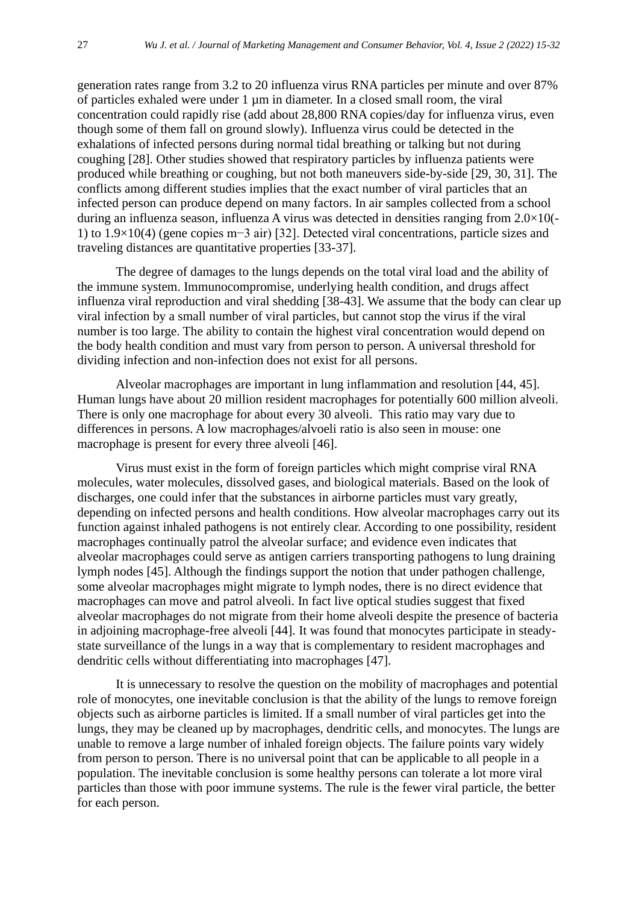generation rates range from 3.2 to 20 influenza virus RNA particles per minute and over 87% of particles exhaled were under 1 μm in diameter. In a closed small room, the viral concentration could rapidly rise (add about 28,800 RNA copies/day for influenza virus, even though some of them fall on ground slowly). Influenza virus could be detected in the exhalations of infected persons during normal tidal breathing or talking but not during coughing [28]. Other studies showed that respiratory particles by influenza patients were produced while breathing or coughing, but not both maneuvers side-by-side [29, 30, 31]. The conflicts among different studies implies that the exact number of viral particles that an infected person can produce depend on many factors. In air samples collected from a school during an influenza season, influenza A virus was detected in densities ranging from 2.0×10(-1) to 1.9×10(4) (gene copies m−3 air) [32]. Detected viral concentrations, particle sizes and traveling distances are quantitative properties [33-37].

The degree of damages to the lungs depends on the total viral load and the ability of the immune system. Immunocompromise, underlying health condition, and drugs affect influenza viral reproduction and viral shedding [38-43]. We assume that the body can clear up viral infection by a small number of viral particles, but cannot stop the virus if the viral number is too large. The ability to contain the highest viral concentration would depend on the body health condition and must vary from person to person. A universal threshold for dividing infection and non-infection does not exist for all persons.

Alveolar macrophages are important in lung inflammation and resolution [44, 45]. Human lungs have about 20 million resident macrophages for potentially 600 million alveoli. There is only one macrophage for about every 30 alveoli. This ratio may vary due to differences in persons. A low macrophages/alvoeli ratio is also seen in mouse: one macrophage is present for every three alveoli [46].

Virus must exist in the form of foreign particles which might comprise viral RNA molecules, water molecules, dissolved gases, and biological materials. Based on the look of discharges, one could infer that the substances in airborne particles must vary greatly, depending on infected persons and health conditions. How alveolar macrophages carry out its function against inhaled pathogens is not entirely clear. According to one possibility, resident macrophages continually patrol the alveolar surface; and evidence even indicates that alveolar macrophages could serve as antigen carriers transporting pathogens to lung draining lymph nodes [45]. Although the findings support the notion that under pathogen challenge, some alveolar macrophages might migrate to lymph nodes, there is no direct evidence that macrophages can move and patrol alveoli. In fact live optical studies suggest that fixed alveolar macrophages do not migrate from their home alveoli despite the presence of bacteria in adjoining macrophage-free alveoli [44]. It was found that monocytes participate in steady-state surveillance of the lungs in a way that is complementary to resident macrophages and dendritic cells without differentiating into macrophages [47].

It is unnecessary to resolve the question on the mobility of macrophages and potential role of monocytes, one inevitable conclusion is that the ability of the lungs to remove foreign objects such as airborne particles is limited. If a small number of viral particles get into the lungs, they may be cleaned up by macrophages, dendritic cells, and monocytes. The lungs are unable to remove a large number of inhaled foreign objects. The failure points vary widely from person to person. There is no universal point that can be applicable to all people in a population. The inevitable conclusion is some healthy persons can tolerate a lot more viral particles than those with poor immune systems. The rule is the fewer viral particle, the better for each person.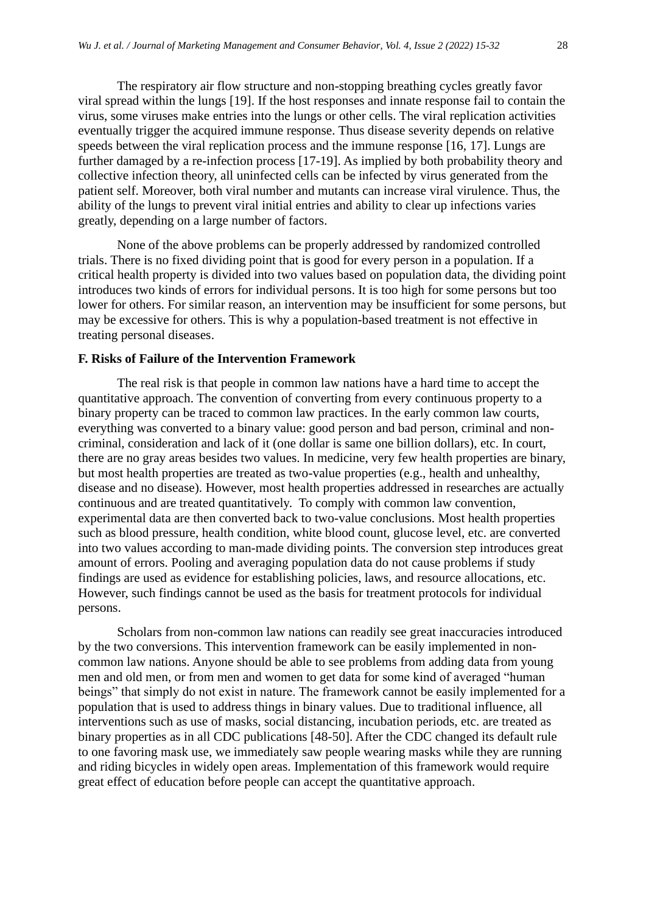The respiratory air flow structure and non-stopping breathing cycles greatly favor viral spread within the lungs [19]. If the host responses and innate response fail to contain the virus, some viruses make entries into the lungs or other cells. The viral replication activities eventually trigger the acquired immune response. Thus disease severity depends on relative speeds between the viral replication process and the immune response [16, 17]. Lungs are further damaged by a re-infection process [17-19]. As implied by both probability theory and collective infection theory, all uninfected cells can be infected by virus generated from the patient self. Moreover, both viral number and mutants can increase viral virulence. Thus, the ability of the lungs to prevent viral initial entries and ability to clear up infections varies greatly, depending on a large number of factors.

None of the above problems can be properly addressed by randomized controlled trials. There is no fixed dividing point that is good for every person in a population. If a critical health property is divided into two values based on population data, the dividing point introduces two kinds of errors for individual persons. It is too high for some persons but too lower for others. For similar reason, an intervention may be insufficient for some persons, but may be excessive for others. This is why a population-based treatment is not effective in treating personal diseases.

### F. Risks of Failure of the Intervention Framework

The real risk is that people in common law nations have a hard time to accept the quantitative approach. The convention of converting from every continuous property to a binary property can be traced to common law practices. In the early common law courts, everything was converted to a binary value: good person and bad person, criminal and non-criminal, consideration and lack of it (one dollar is same one billion dollars), etc. In court, there are no gray areas besides two values. In medicine, very few health properties are binary, but most health properties are treated as two-value properties (e.g., health and unhealthy, disease and no disease). However, most health properties addressed in researches are actually continuous and are treated quantitatively. To comply with common law convention, experimental data are then converted back to two-value conclusions. Most health properties such as blood pressure, health condition, white blood count, glucose level, etc. are converted into two values according to man-made dividing points. The conversion step introduces great amount of errors. Pooling and averaging population data do not cause problems if study findings are used as evidence for establishing policies, laws, and resource allocations, etc. However, such findings cannot be used as the basis for treatment protocols for individual persons.

Scholars from non-common law nations can readily see great inaccuracies introduced by the two conversions. This intervention framework can be easily implemented in non-common law nations. Anyone should be able to see problems from adding data from young men and old men, or from men and women to get data for some kind of averaged "human beings" that simply do not exist in nature. The framework cannot be easily implemented for a population that is used to address things in binary values. Due to traditional influence, all interventions such as use of masks, social distancing, incubation periods, etc. are treated as binary properties as in all CDC publications [48-50]. After the CDC changed its default rule to one favoring mask use, we immediately saw people wearing masks while they are running and riding bicycles in widely open areas. Implementation of this framework would require great effect of education before people can accept the quantitative approach.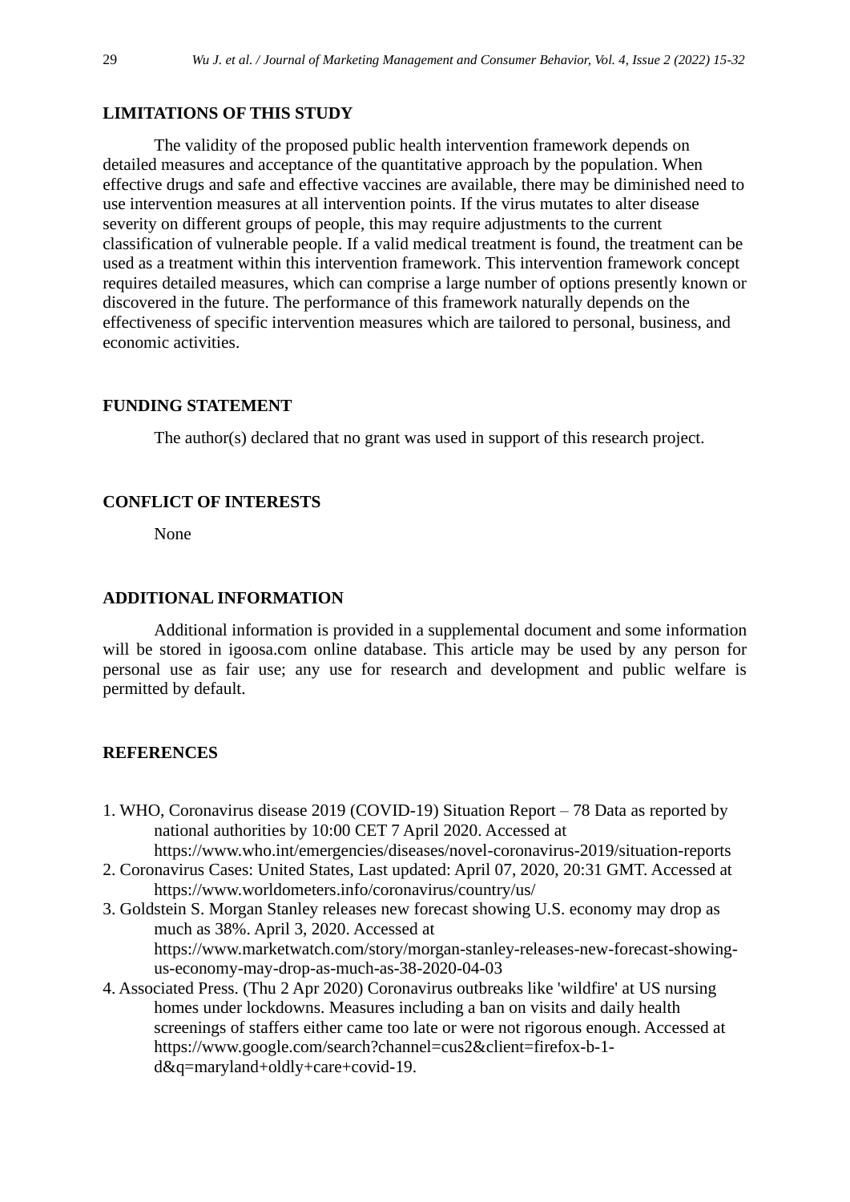## LIMITATIONS OF THIS STUDY

The validity of the proposed public health intervention framework depends on detailed measures and acceptance of the quantitative approach by the population. When effective drugs and safe and effective vaccines are available, there may be diminished need to use intervention measures at all intervention points. If the virus mutates to alter disease severity on different groups of people, this may require adjustments to the current classification of vulnerable people. If a valid medical treatment is found, the treatment can be used as a treatment within this intervention framework. This intervention framework concept requires detailed measures, which can comprise a large number of options presently known or discovered in the future. The performance of this framework naturally depends on the effectiveness of specific intervention measures which are tailored to personal, business, and economic activities.

## FUNDING STATEMENT

The author(s) declared that no grant was used in support of this research project.

## CONFLICT OF INTERESTS

None

## ADDITIONAL INFORMATION

Additional information is provided in a supplemental document and some information will be stored in igoosa.com online database. This article may be used by any person for personal use as fair use; any use for research and development and public welfare is permitted by default.

## REFERENCES

1. WHO, Coronavirus disease 2019 (COVID-19) Situation Report – 78 Data as reported by national authorities by 10:00 CET 7 April 2020. Accessed at https://www.who.int/emergencies/diseases/novel-coronavirus-2019/situation-reports
2. Coronavirus Cases: United States, Last updated: April 07, 2020, 20:31 GMT. Accessed at https://www.worldometers.info/coronavirus/country/us/
3. Goldstein S. Morgan Stanley releases new forecast showing U.S. economy may drop as much as 38%. April 3, 2020. Accessed at https://www.marketwatch.com/story/morgan-stanley-releases-new-forecast-showing-us-economy-may-drop-as-much-as-38-2020-04-03
4. Associated Press. (Thu 2 Apr 2020) Coronavirus outbreaks like 'wildfire' at US nursing homes under lockdowns. Measures including a ban on visits and daily health screenings of staffers either came too late or were not rigorous enough. Accessed at https://www.google.com/search?channel=cus2&client=firefox-b-1-d&q=maryland+oldly+care+covid-19.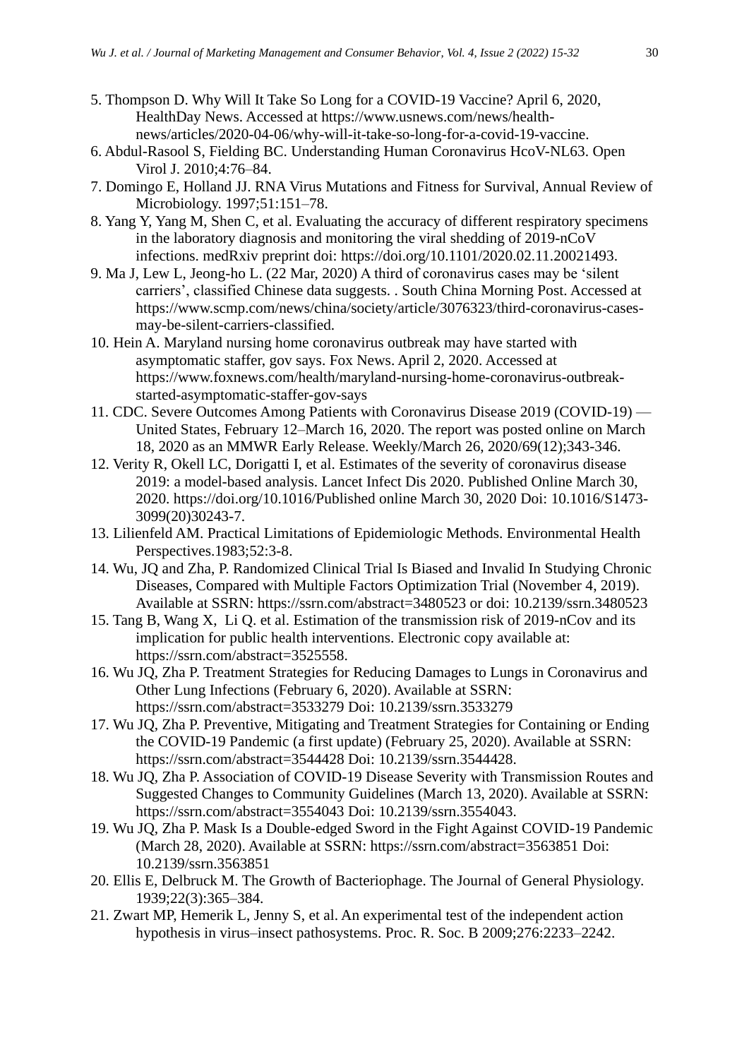5. Thompson D. Why Will It Take So Long for a COVID-19 Vaccine? April 6, 2020, HealthDay News. Accessed at https://www.usnews.com/news/health-news/articles/2020-04-06/why-will-it-take-so-long-for-a-covid-19-vaccine.
6. Abdul-Rasool S, Fielding BC. Understanding Human Coronavirus HcoV-NL63. Open Virol J. 2010;4:76–84.
7. Domingo E, Holland JJ. RNA Virus Mutations and Fitness for Survival, Annual Review of Microbiology. 1997;51:151–78.
8. Yang Y, Yang M, Shen C, et al. Evaluating the accuracy of different respiratory specimens in the laboratory diagnosis and monitoring the viral shedding of 2019-nCoV infections. medRxiv preprint doi: https://doi.org/10.1101/2020.02.11.20021493.
9. Ma J, Lew L, Jeong-ho L. (22 Mar, 2020) A third of coronavirus cases may be 'silent carriers', classified Chinese data suggests. . South China Morning Post. Accessed at https://www.scmp.com/news/china/society/article/3076323/third-coronavirus-cases-may-be-silent-carriers-classified.
10. Hein A. Maryland nursing home coronavirus outbreak may have started with asymptomatic staffer, gov says. Fox News. April 2, 2020. Accessed at https://www.foxnews.com/health/maryland-nursing-home-coronavirus-outbreak-started-asymptomatic-staffer-gov-says
11. CDC. Severe Outcomes Among Patients with Coronavirus Disease 2019 (COVID-19) — United States, February 12–March 16, 2020. The report was posted online on March 18, 2020 as an MMWR Early Release. Weekly/March 26, 2020/69(12);343-346.
12. Verity R, Okell LC, Dorigatti I, et al. Estimates of the severity of coronavirus disease 2019: a model-based analysis. Lancet Infect Dis 2020. Published Online March 30, 2020. https://doi.org/10.1016/Published online March 30, 2020 Doi: 10.1016/S1473-3099(20)30243-7.
13. Lilienfeld AM. Practical Limitations of Epidemiologic Methods. Environmental Health Perspectives.1983;52:3-8.
14. Wu, JQ and Zha, P. Randomized Clinical Trial Is Biased and Invalid In Studying Chronic Diseases, Compared with Multiple Factors Optimization Trial (November 4, 2019). Available at SSRN: https://ssrn.com/abstract=3480523 or doi: 10.2139/ssrn.3480523
15. Tang B, Wang X, Li Q. et al. Estimation of the transmission risk of 2019-nCov and its implication for public health interventions. Electronic copy available at: https://ssrn.com/abstract=3525558.
16. Wu JQ, Zha P. Treatment Strategies for Reducing Damages to Lungs in Coronavirus and Other Lung Infections (February 6, 2020). Available at SSRN: https://ssrn.com/abstract=3533279 Doi: 10.2139/ssrn.3533279
17. Wu JQ, Zha P. Preventive, Mitigating and Treatment Strategies for Containing or Ending the COVID-19 Pandemic (a first update) (February 25, 2020). Available at SSRN: https://ssrn.com/abstract=3544428 Doi: 10.2139/ssrn.3544428.
18. Wu JQ, Zha P. Association of COVID-19 Disease Severity with Transmission Routes and Suggested Changes to Community Guidelines (March 13, 2020). Available at SSRN: https://ssrn.com/abstract=3554043 Doi: 10.2139/ssrn.3554043.
19. Wu JQ, Zha P. Mask Is a Double-edged Sword in the Fight Against COVID-19 Pandemic (March 28, 2020). Available at SSRN: https://ssrn.com/abstract=3563851 Doi: 10.2139/ssrn.3563851
20. Ellis E, Delbruck M. The Growth of Bacteriophage. The Journal of General Physiology. 1939;22(3):365–384.
21. Zwart MP, Hemerik L, Jenny S, et al. An experimental test of the independent action hypothesis in virus–insect pathosystems. Proc. R. Soc. B 2009;276:2233–2242.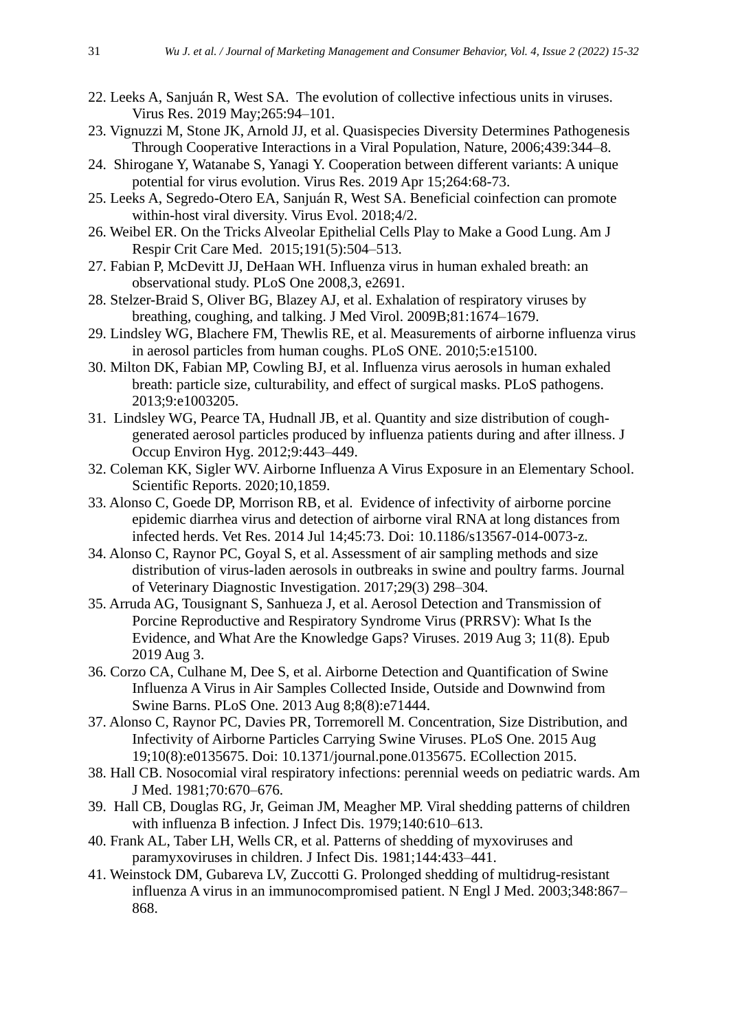22. Leeks A, Sanjuán R, West SA. The evolution of collective infectious units in viruses. Virus Res. 2019 May;265:94–101.
23. Vignuzzi M, Stone JK, Arnold JJ, et al. Quasispecies Diversity Determines Pathogenesis Through Cooperative Interactions in a Viral Population, Nature, 2006;439:344–8.
24. Shirogane Y, Watanabe S, Yanagi Y. Cooperation between different variants: A unique potential for virus evolution. Virus Res. 2019 Apr 15;264:68-73.
25. Leeks A, Segredo-Otero EA, Sanjuán R, West SA. Beneficial coinfection can promote within-host viral diversity. Virus Evol. 2018;4/2.
26. Weibel ER. On the Tricks Alveolar Epithelial Cells Play to Make a Good Lung. Am J Respir Crit Care Med. 2015;191(5):504–513.
27. Fabian P, McDevitt JJ, DeHaan WH. Influenza virus in human exhaled breath: an observational study. PLoS One 2008,3, e2691.
28. Stelzer-Braid S, Oliver BG, Blazey AJ, et al. Exhalation of respiratory viruses by breathing, coughing, and talking. J Med Virol. 2009B;81:1674–1679.
29. Lindsley WG, Blachere FM, Thewlis RE, et al. Measurements of airborne influenza virus in aerosol particles from human coughs. PLoS ONE. 2010;5:e15100.
30. Milton DK, Fabian MP, Cowling BJ, et al. Influenza virus aerosols in human exhaled breath: particle size, culturability, and effect of surgical masks. PLoS pathogens. 2013;9:e1003205.
31. Lindsley WG, Pearce TA, Hudnall JB, et al. Quantity and size distribution of cough-generated aerosol particles produced by influenza patients during and after illness. J Occup Environ Hyg. 2012;9:443–449.
32. Coleman KK, Sigler WV. Airborne Influenza A Virus Exposure in an Elementary School. Scientific Reports. 2020;10,1859.
33. Alonso C, Goede DP, Morrison RB, et al. Evidence of infectivity of airborne porcine epidemic diarrhea virus and detection of airborne viral RNA at long distances from infected herds. Vet Res. 2014 Jul 14;45:73. Doi: 10.1186/s13567-014-0073-z.
34. Alonso C, Raynor PC, Goyal S, et al. Assessment of air sampling methods and size distribution of virus-laden aerosols in outbreaks in swine and poultry farms. Journal of Veterinary Diagnostic Investigation. 2017;29(3) 298–304.
35. Arruda AG, Tousignant S, Sanhueza J, et al. Aerosol Detection and Transmission of Porcine Reproductive and Respiratory Syndrome Virus (PRRSV): What Is the Evidence, and What Are the Knowledge Gaps? Viruses. 2019 Aug 3; 11(8). Epub 2019 Aug 3.
36. Corzo CA, Culhane M, Dee S, et al. Airborne Detection and Quantification of Swine Influenza A Virus in Air Samples Collected Inside, Outside and Downwind from Swine Barns. PLoS One. 2013 Aug 8;8(8):e71444.
37. Alonso C, Raynor PC, Davies PR, Torremorell M. Concentration, Size Distribution, and Infectivity of Airborne Particles Carrying Swine Viruses. PLoS One. 2015 Aug 19;10(8):e0135675. Doi: 10.1371/journal.pone.0135675. ECollection 2015.
38. Hall CB. Nosocomial viral respiratory infections: perennial weeds on pediatric wards. Am J Med. 1981;70:670–676.
39. Hall CB, Douglas RG, Jr, Geiman JM, Meagher MP. Viral shedding patterns of children with influenza B infection. J Infect Dis. 1979;140:610–613.
40. Frank AL, Taber LH, Wells CR, et al. Patterns of shedding of myxoviruses and paramyxoviruses in children. J Infect Dis. 1981;144:433–441.
41. Weinstock DM, Gubareva LV, Zuccotti G. Prolonged shedding of multidrug-resistant influenza A virus in an immunocompromised patient. N Engl J Med. 2003;348:867–868.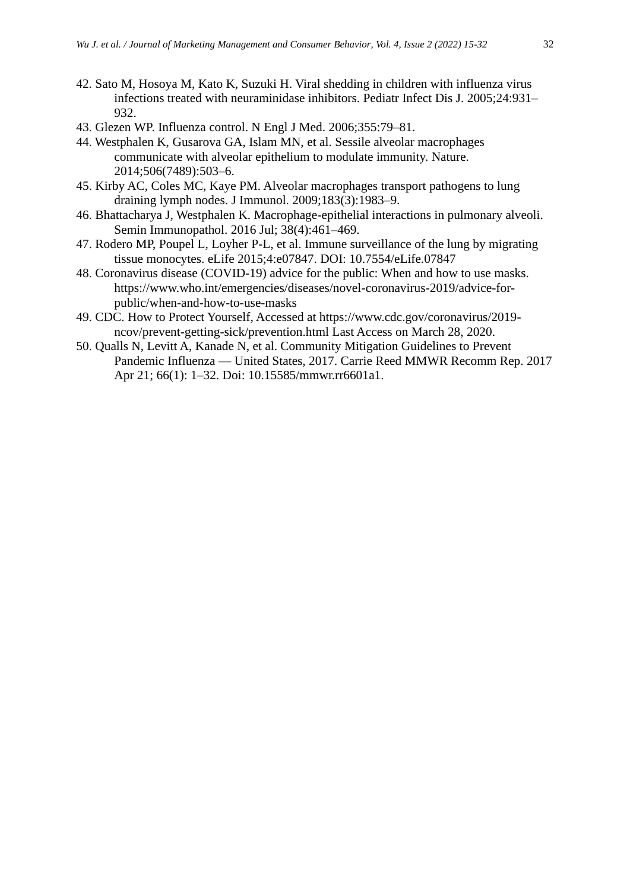42. Sato M, Hosoya M, Kato K, Suzuki H. Viral shedding in children with influenza virus infections treated with neuraminidase inhibitors. Pediatr Infect Dis J. 2005;24:931–932.
43. Glezen WP. Influenza control. N Engl J Med. 2006;355:79–81.
44. Westphalen K, Gusarova GA, Islam MN, et al. Sessile alveolar macrophages communicate with alveolar epithelium to modulate immunity. Nature. 2014;506(7489):503–6.
45. Kirby AC, Coles MC, Kaye PM. Alveolar macrophages transport pathogens to lung draining lymph nodes. J Immunol. 2009;183(3):1983–9.
46. Bhattacharya J, Westphalen K. Macrophage-epithelial interactions in pulmonary alveoli. Semin Immunopathol. 2016 Jul; 38(4):461–469.
47. Rodero MP, Poupel L, Loyher P-L, et al. Immune surveillance of the lung by migrating tissue monocytes. eLife 2015;4:e07847. DOI: 10.7554/eLife.07847
48. Coronavirus disease (COVID-19) advice for the public: When and how to use masks. https://www.who.int/emergencies/diseases/novel-coronavirus-2019/advice-for-public/when-and-how-to-use-masks
49. CDC. How to Protect Yourself, Accessed at https://www.cdc.gov/coronavirus/2019-ncov/prevent-getting-sick/prevention.html Last Access on March 28, 2020.
50. Qualls N, Levitt A, Kanade N, et al. Community Mitigation Guidelines to Prevent Pandemic Influenza — United States, 2017. Carrie Reed MMWR Recomm Rep. 2017 Apr 21; 66(1): 1–32. Doi: 10.15585/mmwr.rr6601a1.